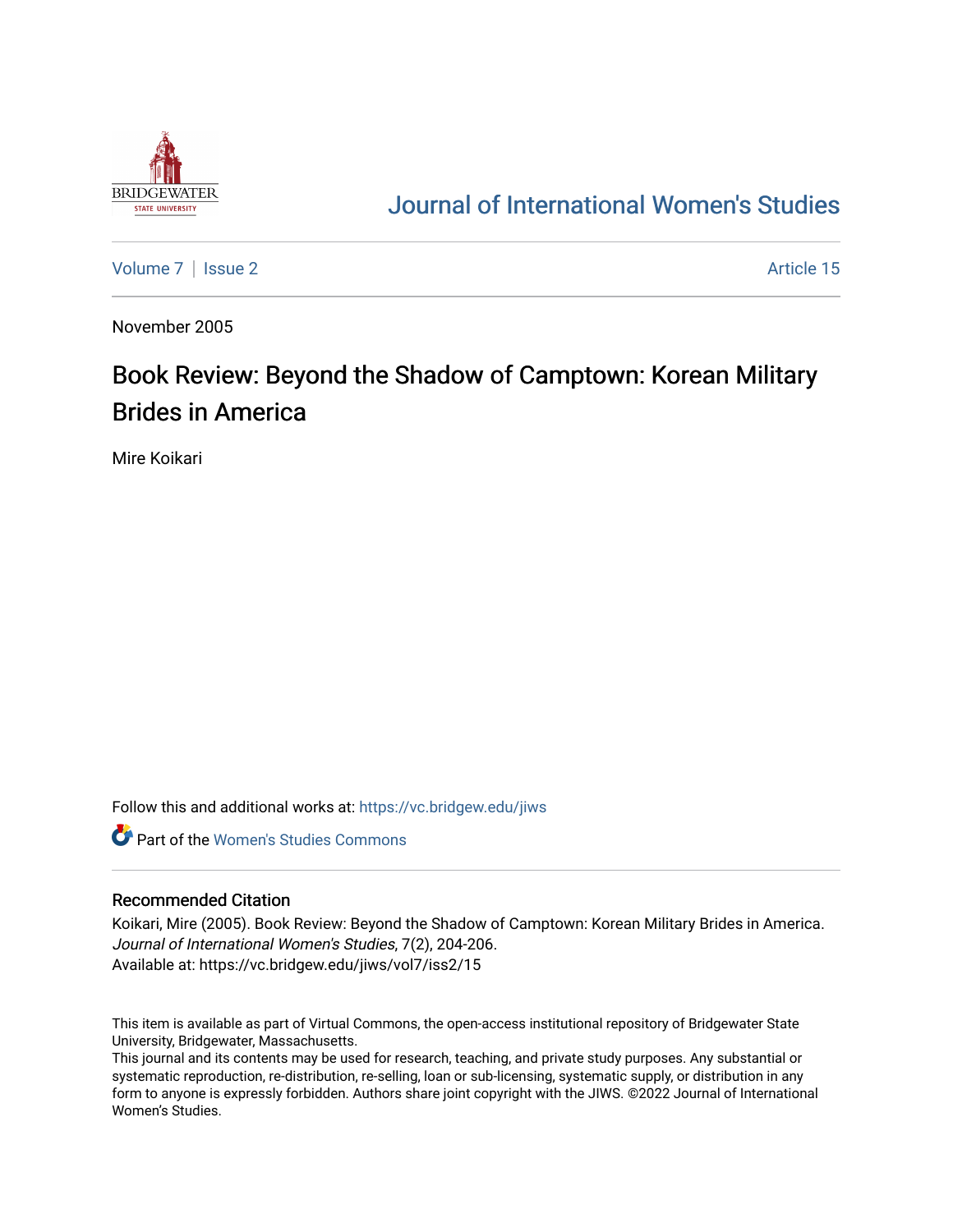Journal of International Women's Studies

Volume 7 | Issue 2 Article 15

November 2005

# Book Review: Beyond the Shadow of Camptown: Korean Military Brides in America

Mire Koikari

Follow this and additional works at: https://vc.bridgew.edu/jiws

Part of the Women's Studies Commons

## Recommended Citation

Koikari, Mire (2005). Book Review: Beyond the Shadow of Camptown: Korean Military Brides in America. *Journal of International Women's Studies*, 7(2), 204-206.
Available at: https://vc.bridgew.edu/jiws/vol7/iss2/15

This item is available as part of Virtual Commons, the open-access institutional repository of Bridgewater State University, Bridgewater, Massachusetts.
This journal and its contents may be used for research, teaching, and private study purposes. Any substantial or systematic reproduction, re-distribution, re-selling, loan or sub-licensing, systematic supply, or distribution in any form to anyone is expressly forbidden. Authors share joint copyright with the JIWS. ©2022 Journal of International Women's Studies.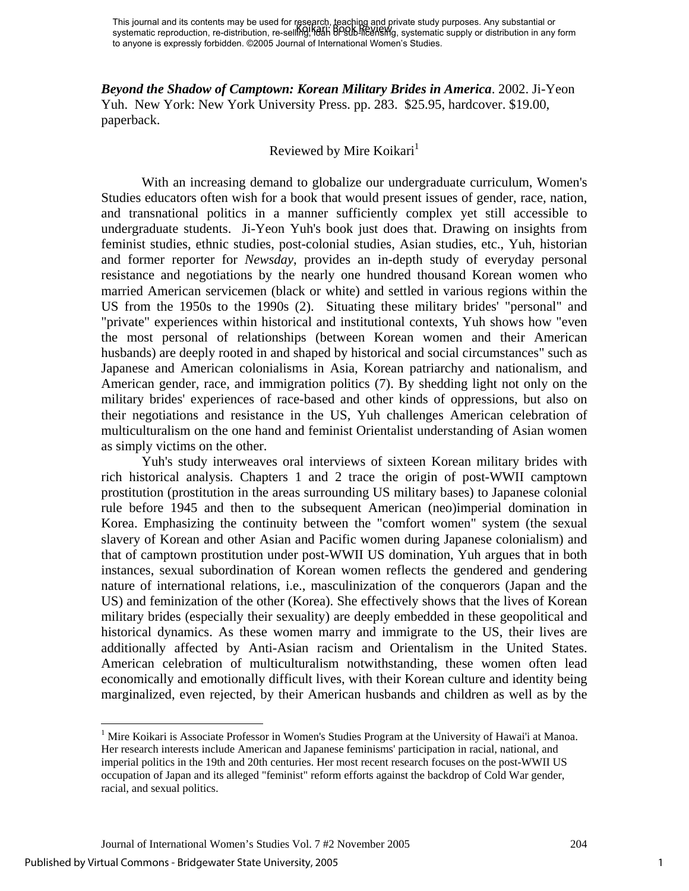*Beyond the Shadow of Camptown: Korean Military Brides in America*. 2002. Ji-Yeon Yuh. New York: New York University Press. pp. 283. $25.95, hardcover. $19.00, paperback.

Reviewed by Mire Koikari[1]

With an increasing demand to globalize our undergraduate curriculum, Women's Studies educators often wish for a book that would present issues of gender, race, nation, and transnational politics in a manner sufficiently complex yet still accessible to undergraduate students. Ji-Yeon Yuh's book just does that. Drawing on insights from feminist studies, ethnic studies, post-colonial studies, Asian studies, etc., Yuh, historian and former reporter for *Newsday*, provides an in-depth study of everyday personal resistance and negotiations by the nearly one hundred thousand Korean women who married American servicemen (black or white) and settled in various regions within the US from the 1950s to the 1990s (2). Situating these military brides' "personal" and "private" experiences within historical and institutional contexts, Yuh shows how "even the most personal of relationships (between Korean women and their American husbands) are deeply rooted in and shaped by historical and social circumstances" such as Japanese and American colonialisms in Asia, Korean patriarchy and nationalism, and American gender, race, and immigration politics (7). By shedding light not only on the military brides' experiences of race-based and other kinds of oppressions, but also on their negotiations and resistance in the US, Yuh challenges American celebration of multiculturalism on the one hand and feminist Orientalist understanding of Asian women as simply victims on the other.

Yuh's study interweaves oral interviews of sixteen Korean military brides with rich historical analysis. Chapters 1 and 2 trace the origin of post-WWII camptown prostitution (prostitution in the areas surrounding US military bases) to Japanese colonial rule before 1945 and then to the subsequent American (neo)imperial domination in Korea. Emphasizing the continuity between the "comfort women" system (the sexual slavery of Korean and other Asian and Pacific women during Japanese colonialism) and that of camptown prostitution under post-WWII US domination, Yuh argues that in both instances, sexual subordination of Korean women reflects the gendered and gendering nature of international relations, i.e., masculinization of the conquerors (Japan and the US) and feminization of the other (Korea). She effectively shows that the lives of Korean military brides (especially their sexuality) are deeply embedded in these geopolitical and historical dynamics. As these women marry and immigrate to the US, their lives are additionally affected by Anti-Asian racism and Orientalism in the United States. American celebration of multiculturalism notwithstanding, these women often lead economically and emotionally difficult lives, with their Korean culture and identity being marginalized, even rejected, by their American husbands and children as well as by the

[1] Mire Koikari is Associate Professor in Women's Studies Program at the University of Hawai'i at Manoa. Her research interests include American and Japanese feminisms' participation in racial, national, and imperial politics in the 19th and 20th centuries. Her most recent research focuses on the post-WWII US occupation of Japan and its alleged "feminist" reform efforts against the backdrop of Cold War gender, racial, and sexual politics.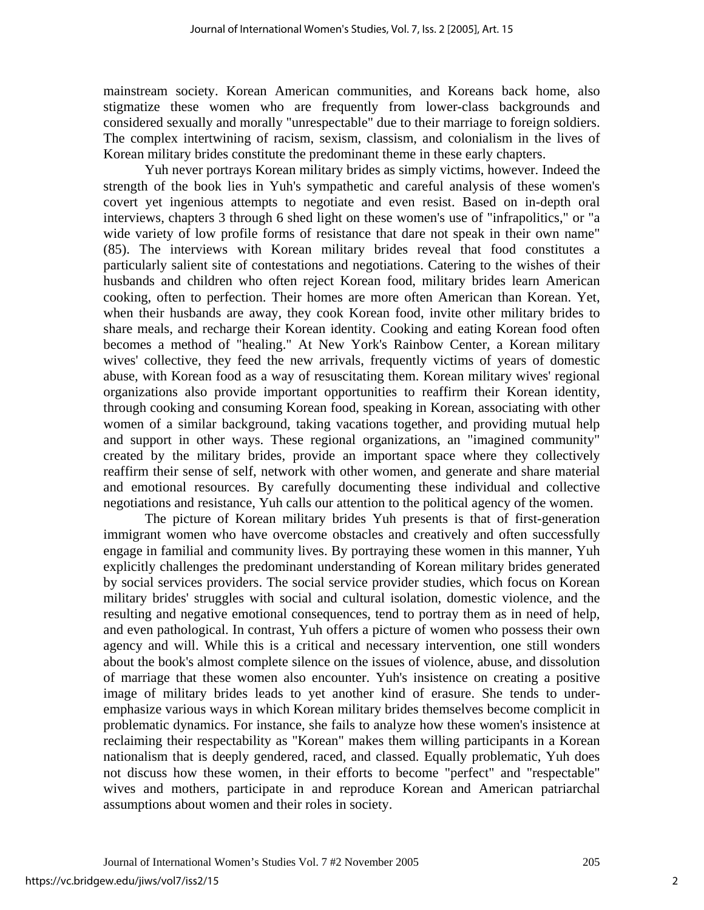mainstream society. Korean American communities, and Koreans back home, also stigmatize these women who are frequently from lower-class backgrounds and considered sexually and morally "unrespectable" due to their marriage to foreign soldiers. The complex intertwining of racism, sexism, classism, and colonialism in the lives of Korean military brides constitute the predominant theme in these early chapters.

Yuh never portrays Korean military brides as simply victims, however. Indeed the strength of the book lies in Yuh's sympathetic and careful analysis of these women's covert yet ingenious attempts to negotiate and even resist. Based on in-depth oral interviews, chapters 3 through 6 shed light on these women's use of "infrapolitics," or "a wide variety of low profile forms of resistance that dare not speak in their own name" (85). The interviews with Korean military brides reveal that food constitutes a particularly salient site of contestations and negotiations. Catering to the wishes of their husbands and children who often reject Korean food, military brides learn American cooking, often to perfection. Their homes are more often American than Korean. Yet, when their husbands are away, they cook Korean food, invite other military brides to share meals, and recharge their Korean identity. Cooking and eating Korean food often becomes a method of "healing." At New York's Rainbow Center, a Korean military wives' collective, they feed the new arrivals, frequently victims of years of domestic abuse, with Korean food as a way of resuscitating them. Korean military wives' regional organizations also provide important opportunities to reaffirm their Korean identity, through cooking and consuming Korean food, speaking in Korean, associating with other women of a similar background, taking vacations together, and providing mutual help and support in other ways. These regional organizations, an "imagined community" created by the military brides, provide an important space where they collectively reaffirm their sense of self, network with other women, and generate and share material and emotional resources. By carefully documenting these individual and collective negotiations and resistance, Yuh calls our attention to the political agency of the women.

The picture of Korean military brides Yuh presents is that of first-generation immigrant women who have overcome obstacles and creatively and often successfully engage in familial and community lives. By portraying these women in this manner, Yuh explicitly challenges the predominant understanding of Korean military brides generated by social services providers. The social service provider studies, which focus on Korean military brides' struggles with social and cultural isolation, domestic violence, and the resulting and negative emotional consequences, tend to portray them as in need of help, and even pathological. In contrast, Yuh offers a picture of women who possess their own agency and will. While this is a critical and necessary intervention, one still wonders about the book's almost complete silence on the issues of violence, abuse, and dissolution of marriage that these women also encounter. Yuh's insistence on creating a positive image of military brides leads to yet another kind of erasure. She tends to under-emphasize various ways in which Korean military brides themselves become complicit in problematic dynamics. For instance, she fails to analyze how these women's insistence at reclaiming their respectability as "Korean" makes them willing participants in a Korean nationalism that is deeply gendered, raced, and classed. Equally problematic, Yuh does not discuss how these women, in their efforts to become "perfect" and "respectable" wives and mothers, participate in and reproduce Korean and American patriarchal assumptions about women and their roles in society.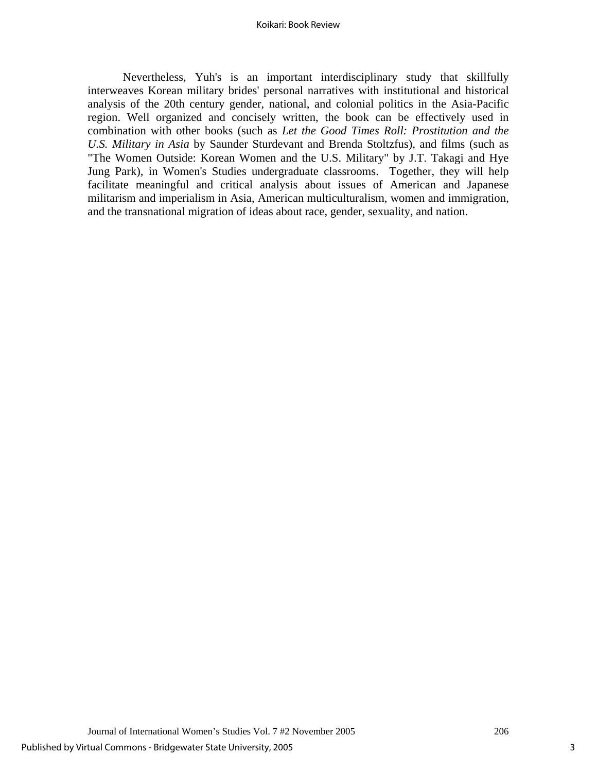Nevertheless, Yuh's is an important interdisciplinary study that skillfully interweaves Korean military brides' personal narratives with institutional and historical analysis of the 20th century gender, national, and colonial politics in the Asia-Pacific region. Well organized and concisely written, the book can be effectively used in combination with other books (such as *Let the Good Times Roll: Prostitution and the U.S. Military in Asia* by Saunder Sturdevant and Brenda Stoltzfus), and films (such as "The Women Outside: Korean Women and the U.S. Military" by J.T. Takagi and Hye Jung Park), in Women's Studies undergraduate classrooms. Together, they will help facilitate meaningful and critical analysis about issues of American and Japanese militarism and imperialism in Asia, American multiculturalism, women and immigration, and the transnational migration of ideas about race, gender, sexuality, and nation.